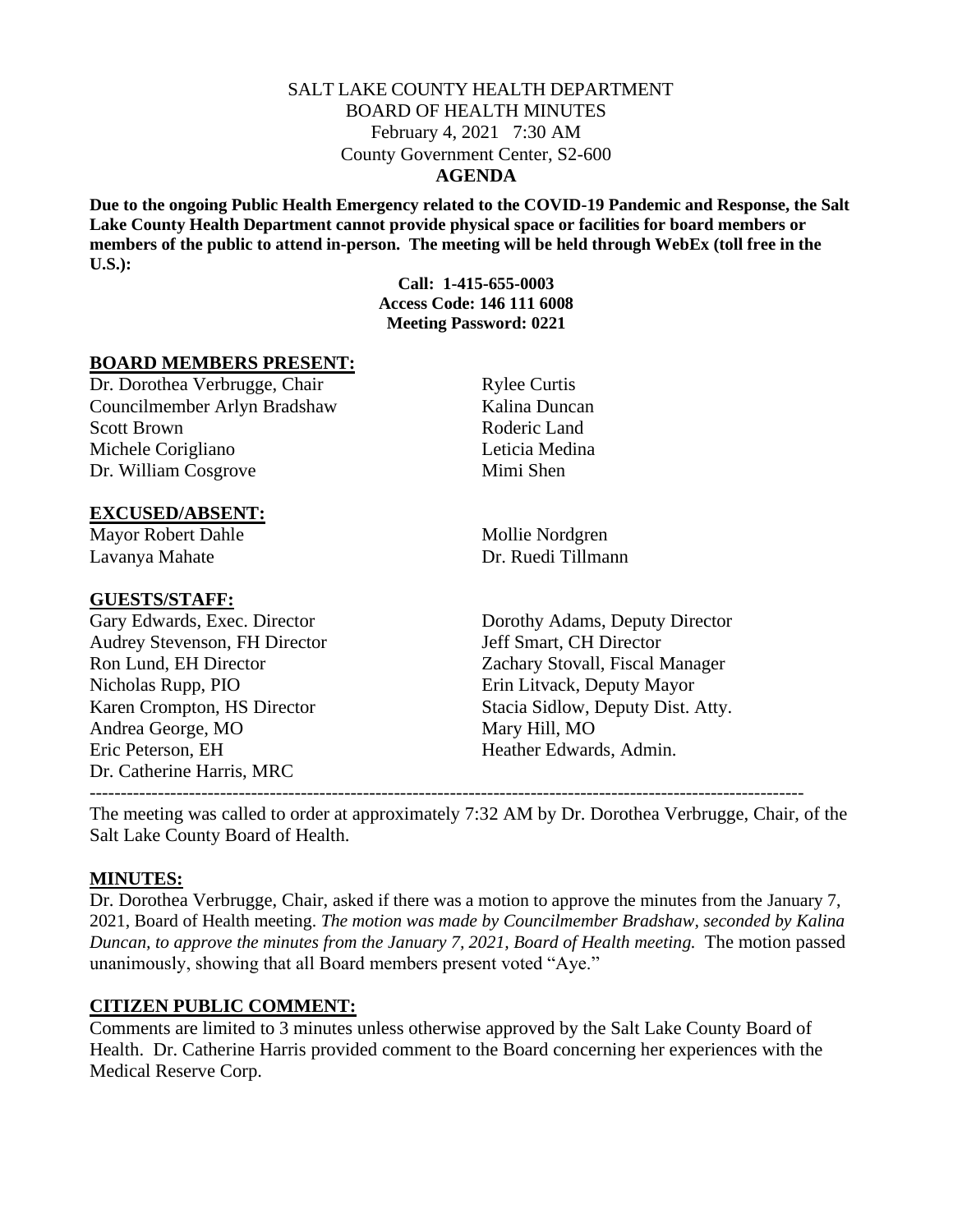SALT LAKE COUNTY HEALTH DEPARTMENT
BOARD OF HEALTH MINUTES
February 4, 2021 7:30 AM
County Government Center, S2-600
**AGENDA**

**Due to the ongoing Public Health Emergency related to the COVID-19 Pandemic and Response, the Salt Lake County Health Department cannot provide physical space or facilities for board members or members of the public to attend in-person. The meeting will be held through WebEx (toll free in the U.S.):**

**Call: 1-415-655-0003**
**Access Code: 146 111 6008**
**Meeting Password: 0221**

## BOARD MEMBERS PRESENT:

Dr. Dorothea Verbrugge, Chair
Councilmember Arlyn Bradshaw
Scott Brown
Michele Corigliano
Dr. William Cosgrove
Rylee Curtis
Kalina Duncan
Roderic Land
Leticia Medina
Mimi Shen

## EXCUSED/ABSENT:

Mayor Robert Dahle
Lavanya Mahate
Mollie Nordgren
Dr. Ruedi Tillmann

## GUESTS/STAFF:

Gary Edwards, Exec. Director
Audrey Stevenson, FH Director
Ron Lund, EH Director
Nicholas Rupp, PIO
Karen Crompton, HS Director
Andrea George, MO
Eric Peterson, EH
Dr. Catherine Harris, MRC
Dorothy Adams, Deputy Director
Jeff Smart, CH Director
Zachary Stovall, Fiscal Manager
Erin Litvack, Deputy Mayor
Stacia Sidlow, Deputy Dist. Atty.
Mary Hill, MO
Heather Edwards, Admin.

---

The meeting was called to order at approximately 7:32 AM by Dr. Dorothea Verbrugge, Chair, of the Salt Lake County Board of Health.

## MINUTES:

Dr. Dorothea Verbrugge, Chair, asked if there was a motion to approve the minutes from the January 7, 2021, Board of Health meeting. *The motion was made by Councilmember Bradshaw, seconded by Kalina Duncan, to approve the minutes from the January 7, 2021, Board of Health meeting.* The motion passed unanimously, showing that all Board members present voted "Aye."

## CITIZEN PUBLIC COMMENT:

Comments are limited to 3 minutes unless otherwise approved by the Salt Lake County Board of Health. Dr. Catherine Harris provided comment to the Board concerning her experiences with the Medical Reserve Corp.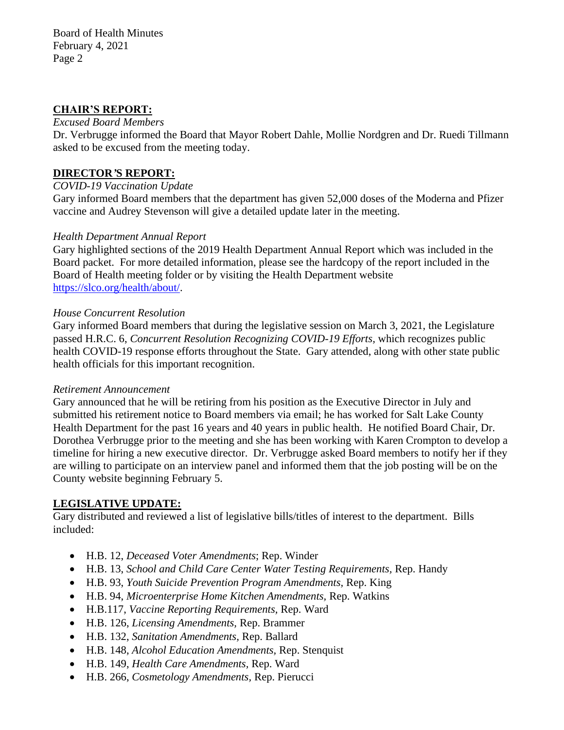## CHAIR'S REPORT:

*Excused Board Members*

Dr. Verbrugge informed the Board that Mayor Robert Dahle, Mollie Nordgren and Dr. Ruedi Tillmann asked to be excused from the meeting today.

## DIRECTOR'S REPORT:

*COVID-19 Vaccination Update*

Gary informed Board members that the department has given 52,000 doses of the Moderna and Pfizer vaccine and Audrey Stevenson will give a detailed update later in the meeting.

*Health Department Annual Report*

Gary highlighted sections of the 2019 Health Department Annual Report which was included in the Board packet. For more detailed information, please see the hardcopy of the report included in the Board of Health meeting folder or by visiting the Health Department website https://slco.org/health/about/.

*House Concurrent Resolution*

Gary informed Board members that during the legislative session on March 3, 2021, the Legislature passed H.R.C. 6, *Concurrent Resolution Recognizing COVID-19 Efforts*, which recognizes public health COVID-19 response efforts throughout the State. Gary attended, along with other state public health officials for this important recognition.

*Retirement Announcement*

Gary announced that he will be retiring from his position as the Executive Director in July and submitted his retirement notice to Board members via email; he has worked for Salt Lake County Health Department for the past 16 years and 40 years in public health. He notified Board Chair, Dr. Dorothea Verbrugge prior to the meeting and she has been working with Karen Crompton to develop a timeline for hiring a new executive director. Dr. Verbrugge asked Board members to notify her if they are willing to participate on an interview panel and informed them that the job posting will be on the County website beginning February 5.

## LEGISLATIVE UPDATE:

Gary distributed and reviewed a list of legislative bills/titles of interest to the department. Bills included:

- H.B. 12, *Deceased Voter Amendments*; Rep. Winder
- H.B. 13, *School and Child Care Center Water Testing Requirements,* Rep. Handy
- H.B. 93, *Youth Suicide Prevention Program Amendments,* Rep. King
- H.B. 94, *Microenterprise Home Kitchen Amendments,* Rep. Watkins
- H.B.117, *Vaccine Reporting Requirements,* Rep. Ward
- H.B. 126, *Licensing Amendments,* Rep. Brammer
- H.B. 132, *Sanitation Amendments,* Rep. Ballard
- H.B. 148, *Alcohol Education Amendments,* Rep. Stenquist
- H.B. 149, *Health Care Amendments,* Rep. Ward
- H.B. 266, *Cosmetology Amendments,* Rep. Pierucci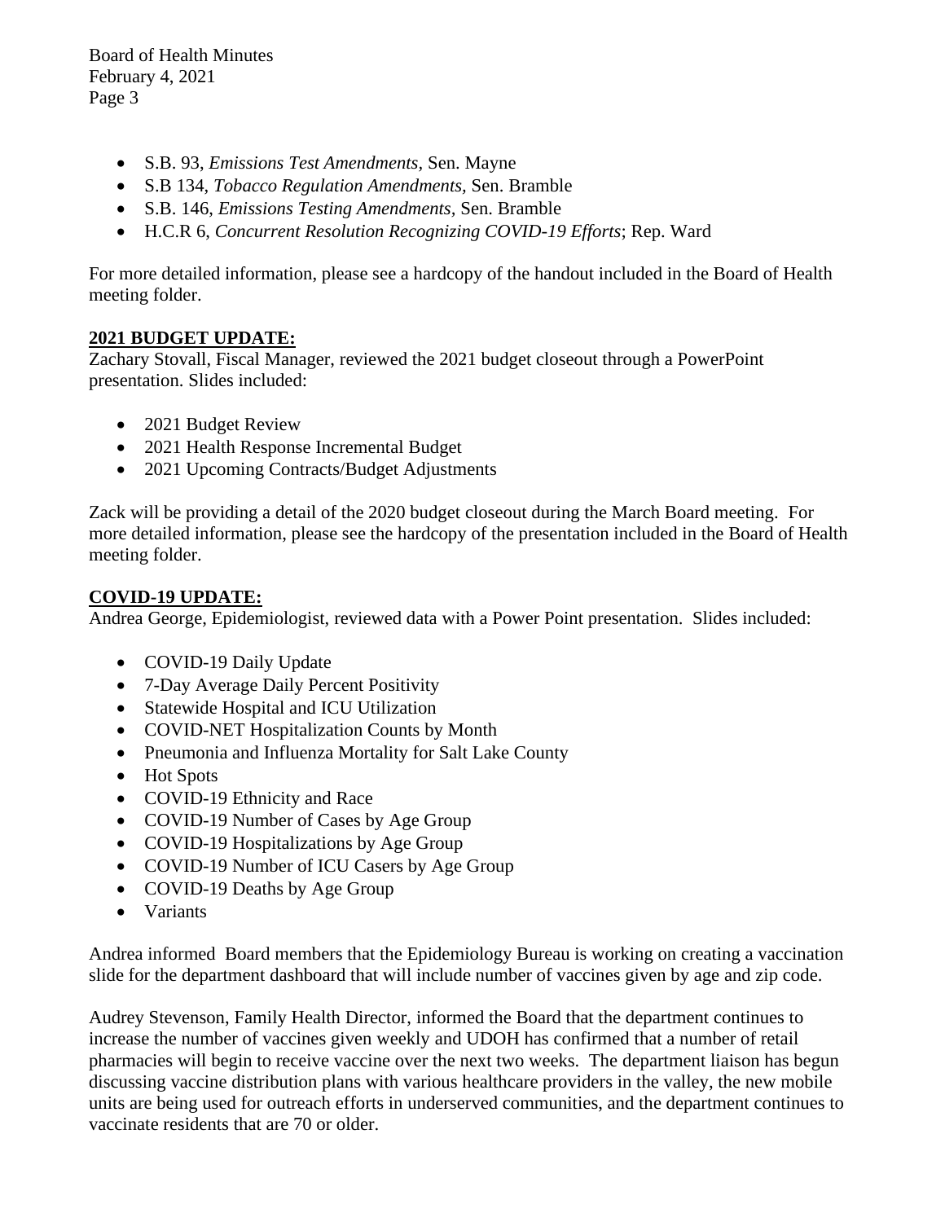- S.B. 93, *Emissions Test Amendments*, Sen. Mayne
- S.B 134, *Tobacco Regulation Amendments*, Sen. Bramble
- S.B. 146, *Emissions Testing Amendments*, Sen. Bramble
- H.C.R 6, *Concurrent Resolution Recognizing COVID-19 Efforts*; Rep. Ward

For more detailed information, please see a hardcopy of the handout included in the Board of Health meeting folder.

**2021 BUDGET UPDATE:**

Zachary Stovall, Fiscal Manager, reviewed the 2021 budget closeout through a PowerPoint presentation. Slides included:

- 2021 Budget Review
- 2021 Health Response Incremental Budget
- 2021 Upcoming Contracts/Budget Adjustments

Zack will be providing a detail of the 2020 budget closeout during the March Board meeting. For more detailed information, please see the hardcopy of the presentation included in the Board of Health meeting folder.

**COVID-19 UPDATE:**

Andrea George, Epidemiologist, reviewed data with a Power Point presentation. Slides included:

- COVID-19 Daily Update
- 7-Day Average Daily Percent Positivity
- Statewide Hospital and ICU Utilization
- COVID-NET Hospitalization Counts by Month
- Pneumonia and Influenza Mortality for Salt Lake County
- Hot Spots
- COVID-19 Ethnicity and Race
- COVID-19 Number of Cases by Age Group
- COVID-19 Hospitalizations by Age Group
- COVID-19 Number of ICU Casers by Age Group
- COVID-19 Deaths by Age Group
- Variants

Andrea informed Board members that the Epidemiology Bureau is working on creating a vaccination slide for the department dashboard that will include number of vaccines given by age and zip code.

Audrey Stevenson, Family Health Director, informed the Board that the department continues to increase the number of vaccines given weekly and UDOH has confirmed that a number of retail pharmacies will begin to receive vaccine over the next two weeks. The department liaison has begun discussing vaccine distribution plans with various healthcare providers in the valley, the new mobile units are being used for outreach efforts in underserved communities, and the department continues to vaccinate residents that are 70 or older.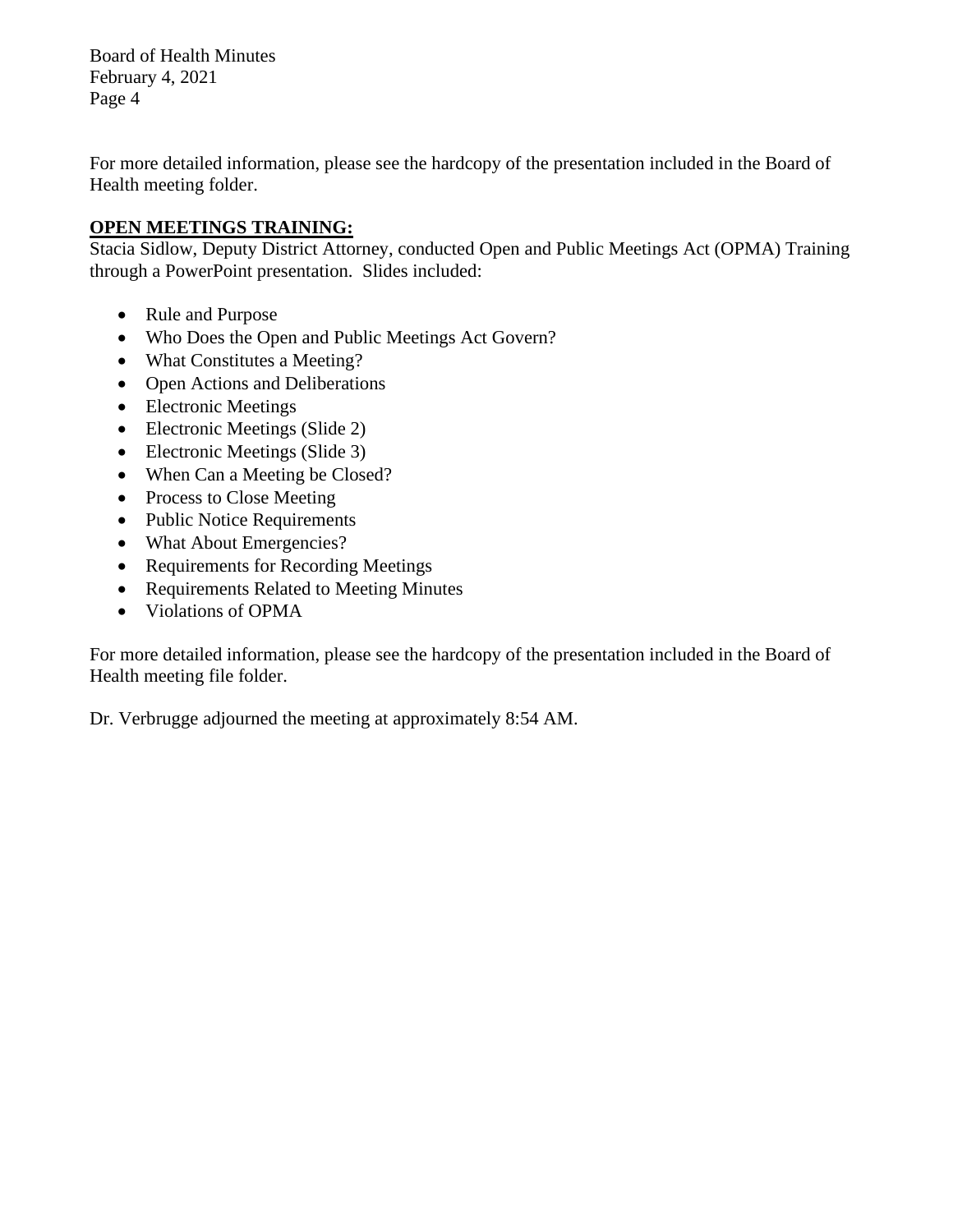For more detailed information, please see the hardcopy of the presentation included in the Board of Health meeting folder.

**OPEN MEETINGS TRAINING:**

Stacia Sidlow, Deputy District Attorney, conducted Open and Public Meetings Act (OPMA) Training through a PowerPoint presentation. Slides included:

- Rule and Purpose
- Who Does the Open and Public Meetings Act Govern?
- What Constitutes a Meeting?
- Open Actions and Deliberations
- Electronic Meetings
- Electronic Meetings (Slide 2)
- Electronic Meetings (Slide 3)
- When Can a Meeting be Closed?
- Process to Close Meeting
- Public Notice Requirements
- What About Emergencies?
- Requirements for Recording Meetings
- Requirements Related to Meeting Minutes
- Violations of OPMA

For more detailed information, please see the hardcopy of the presentation included in the Board of Health meeting file folder.

Dr. Verbrugge adjourned the meeting at approximately 8:54 AM.